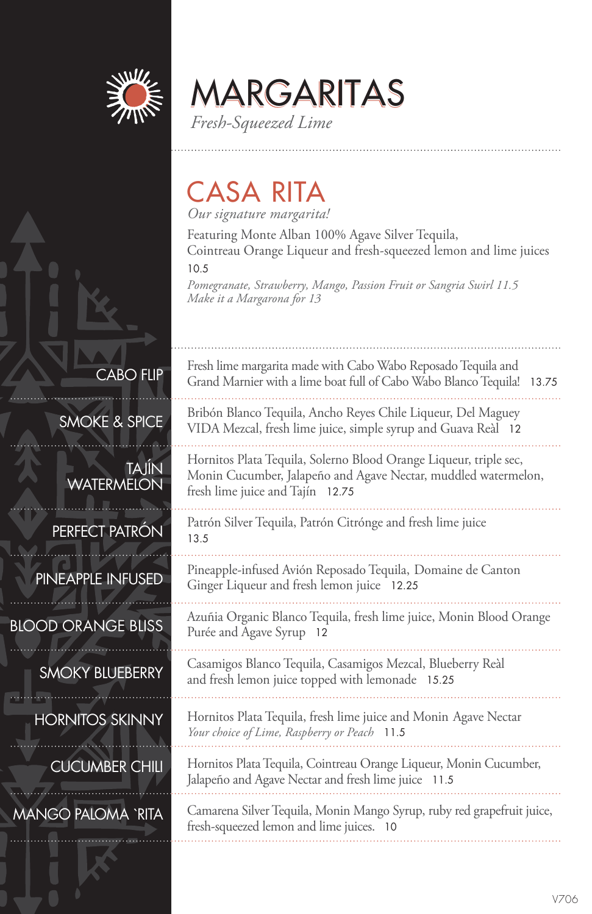# MARGARITAS

*Fresh-Squeezed Lime*

## CASA RITA

*Our signature margarita!*

Featuring Monte Alban 100% Agave Silver Tequila, Cointreau Orange Liqueur and fresh-squeezed lemon and lime juices 10.5

*Pomegranate, Strawberry, Mango, Passion Fruit or Sangria Swirl 11.5*
*Make it a Margarona for 13*

### CABO FLIP

Fresh lime margarita made with Cabo Wabo Reposado Tequila and Grand Marnier with a lime boat full of Cabo Wabo Blanco Tequila! 13.75

### SMOKE & SPICE

Bribón Blanco Tequila, Ancho Reyes Chile Liqueur, Del Maguey VIDA Mezcal, fresh lime juice, simple syrup and Guava Reàl 12

### TAJÍN WATERMELON

Hornitos Plata Tequila, Solerno Blood Orange Liqueur, triple sec, Monin Cucumber, Jalapeño and Agave Nectar, muddled watermelon, fresh lime juice and Tajín 12.75

### PERFECT PATRÓN

Patrón Silver Tequila, Patrón Citrónge and fresh lime juice 13.5

### PINEAPPLE INFUSED

Pineapple-infused Avión Reposado Tequila, Domaine de Canton Ginger Liqueur and fresh lemon juice 12.25

### BLOOD ORANGE BLISS

Azuñia Organic Blanco Tequila, fresh lime juice, Monin Blood Orange Purée and Agave Syrup 12

### SMOKY BLUEBERRY

Casamigos Blanco Tequila, Casamigos Mezcal, Blueberry Reàl and fresh lemon juice topped with lemonade 15.25

### HORNITOS SKINNY

Hornitos Plata Tequila, fresh lime juice and Monin Agave Nectar
*Your choice of Lime, Raspberry or Peach* 11.5

### CUCUMBER CHILI

Hornitos Plata Tequila, Cointreau Orange Liqueur, Monin Cucumber, Jalapeño and Agave Nectar and fresh lime juice 11.5

### MANGO PALOMA `RITA

Camarena Silver Tequila, Monin Mango Syrup, ruby red grapefruit juice, fresh-squeezed lemon and lime juices. 10

V706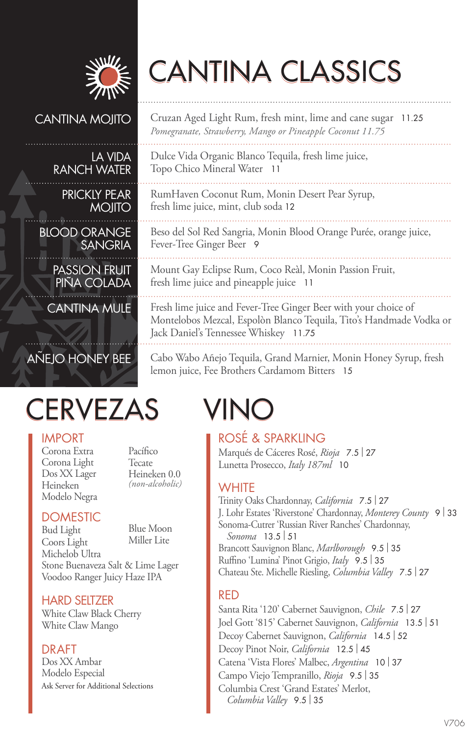# CANTINA CLASSICS

**CANTINA MOJITO**
Cruzan Aged Light Rum, fresh mint, lime and cane sugar 11.25
*Pomegranate, Strawberry, Mango or Pineapple Coconut 11.75*

**LA VIDA RANCH WATER**
Dulce Vida Organic Blanco Tequila, fresh lime juice, Topo Chico Mineral Water 11

**PRICKLY PEAR MOJITO**
RumHaven Coconut Rum, Monin Desert Pear Syrup, fresh lime juice, mint, club soda 12

**BLOOD ORANGE SANGRIA**
Beso del Sol Red Sangria, Monin Blood Orange Purée, orange juice, Fever-Tree Ginger Beer 9

**PASSION FRUIT PIÑA COLADA**
Mount Gay Eclipse Rum, Coco Reàl, Monin Passion Fruit, fresh lime juice and pineapple juice 11

**CANTINA MULE**
Fresh lime juice and Fever-Tree Ginger Beer with your choice of Montelobos Mezcal, Espolòn Blanco Tequila, Tito's Handmade Vodka or Jack Daniel's Tennessee Whiskey 11.75

**AÑEJO HONEY BEE**
Cabo Wabo Añejo Tequila, Grand Marnier, Monin Honey Syrup, fresh lemon juice, Fee Brothers Cardamom Bitters 15

# CERVEZAS

## IMPORT
Corona Extra
Corona Light
Dos XX Lager
Heineken
Modelo Negra
Pacífico
Tecate
Heineken 0.0 *(non-alcoholic)*

## DOMESTIC
Bud Light
Coors Light
Michelob Ultra
Blue Moon
Miller Lite
Stone Buenaveza Salt & Lime Lager
Voodoo Ranger Juicy Haze IPA

## HARD SELTZER
White Claw Black Cherry
White Claw Mango

## DRAFT
Dos XX Ambar
Modelo Especial
Ask Server for Additional Selections

# VINO

## ROSÉ & SPARKLING
Marqués de Cáceres Rosé, *Rioja* 7.5 | 27
Lunetta Prosecco, *Italy 187ml* 10

## WHITE
Trinity Oaks Chardonnay, *California* 7.5 | 27
J. Lohr Estates 'Riverstone' Chardonnay, *Monterey County* 9 | 33
Sonoma-Cutrer 'Russian River Ranches' Chardonnay, *Sonoma* 13.5 | 51
Brancott Sauvignon Blanc, *Marlborough* 9.5 | 35
Ruffino 'Lumina' Pinot Grigio, *Italy* 9.5 | 35
Chateau Ste. Michelle Riesling, *Columbia Valley* 7.5 | 27

## RED
Santa Rita '120' Cabernet Sauvignon, *Chile* 7.5 | 27
Joel Gott '815' Cabernet Sauvignon, *California* 13.5 | 51
Decoy Cabernet Sauvignon, *California* 14.5 | 52
Decoy Pinot Noir, *California* 12.5 | 45
Catena 'Vista Flores' Malbec, *Argentina* 10 | 37
Campo Viejo Tempranillo, *Rioja* 9.5 | 35
Columbia Crest 'Grand Estates' Merlot, *Columbia Valley* 9.5 | 35

V706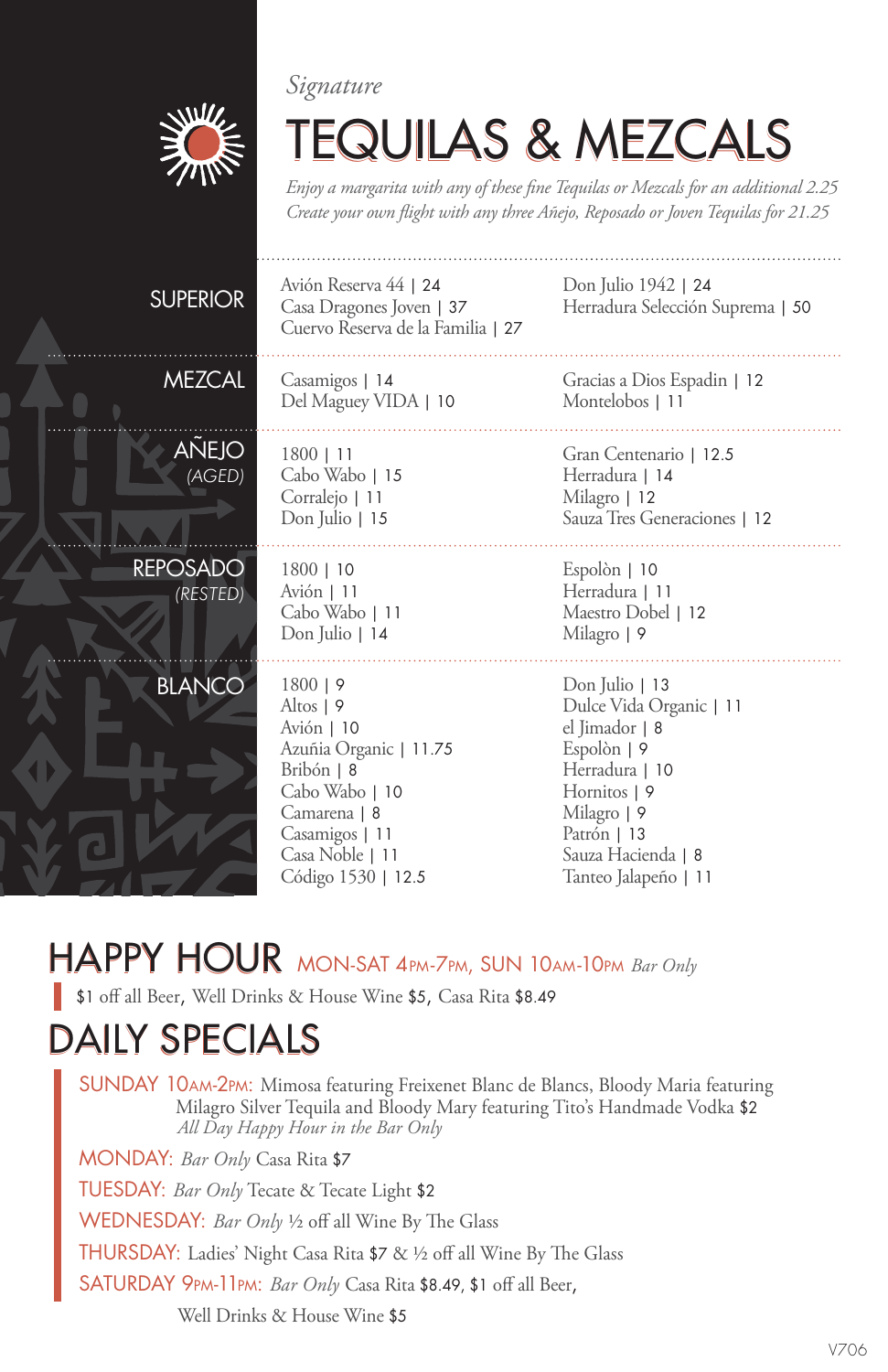*Signature*

# TEQUILAS & MEZCALS

*Enjoy a margarita with any of these fine Tequilas or Mezcals for an additional 2.25*
*Create your own flight with any three Añejo, Reposado or Joven Tequilas for 21.25*

## SUPERIOR

- Avión Reserva 44 | 24
- Casa Dragones Joven | 37
- Cuervo Reserva de la Familia | 27
- Don Julio 1942 | 24
- Herradura Selección Suprema | 50

## MEZCAL

- Casamigos | 14
- Del Maguey VIDA | 10
- Gracias a Dios Espadin | 12
- Montelobos | 11

## AÑEJO *(AGED)*

- 1800 | 11
- Cabo Wabo | 15
- Corralejo | 11
- Don Julio | 15
- Gran Centenario | 12.5
- Herradura | 14
- Milagro | 12
- Sauza Tres Generaciones | 12

## REPOSADO *(RESTED)*

- 1800 | 10
- Avión | 11
- Cabo Wabo | 11
- Don Julio | 14
- Espolòn | 10
- Herradura | 11
- Maestro Dobel | 12
- Milagro | 9

## BLANCO

- 1800 | 9
- Altos | 9
- Avión | 10
- Azuñia Organic | 11.75
- Bribón | 8
- Cabo Wabo | 10
- Camarena | 8
- Casamigos | 11
- Casa Noble | 11
- Código 1530 | 12.5
- Don Julio | 13
- Dulce Vida Organic | 11
- el Jimador | 8
- Espolòn | 9
- Herradura | 10
- Hornitos | 9
- Milagro | 9
- Patrón | 13
- Sauza Hacienda | 8
- Tanteo Jalapeño | 11

# HAPPY HOUR MON-SAT 4PM-7PM, SUN 10AM-10PM *Bar Only*

$1 off all Beer, Well Drinks & House Wine $5, Casa Rita $8.49

# DAILY SPECIALS

SUNDAY 10AM-2PM: Mimosa featuring Freixenet Blanc de Blancs, Bloody Maria featuring Milagro Silver Tequila and Bloody Mary featuring Tito's Handmade Vodka $2
*All Day Happy Hour in the Bar Only*

MONDAY: *Bar Only* Casa Rita $7

TUESDAY: *Bar Only* Tecate & Tecate Light $2

WEDNESDAY: *Bar Only* ½ off all Wine By The Glass

THURSDAY: Ladies' Night Casa Rita $7 & ½ off all Wine By The Glass

SATURDAY 9PM-11PM: *Bar Only* Casa Rita $8.49, $1 off all Beer, Well Drinks & House Wine $5

V706